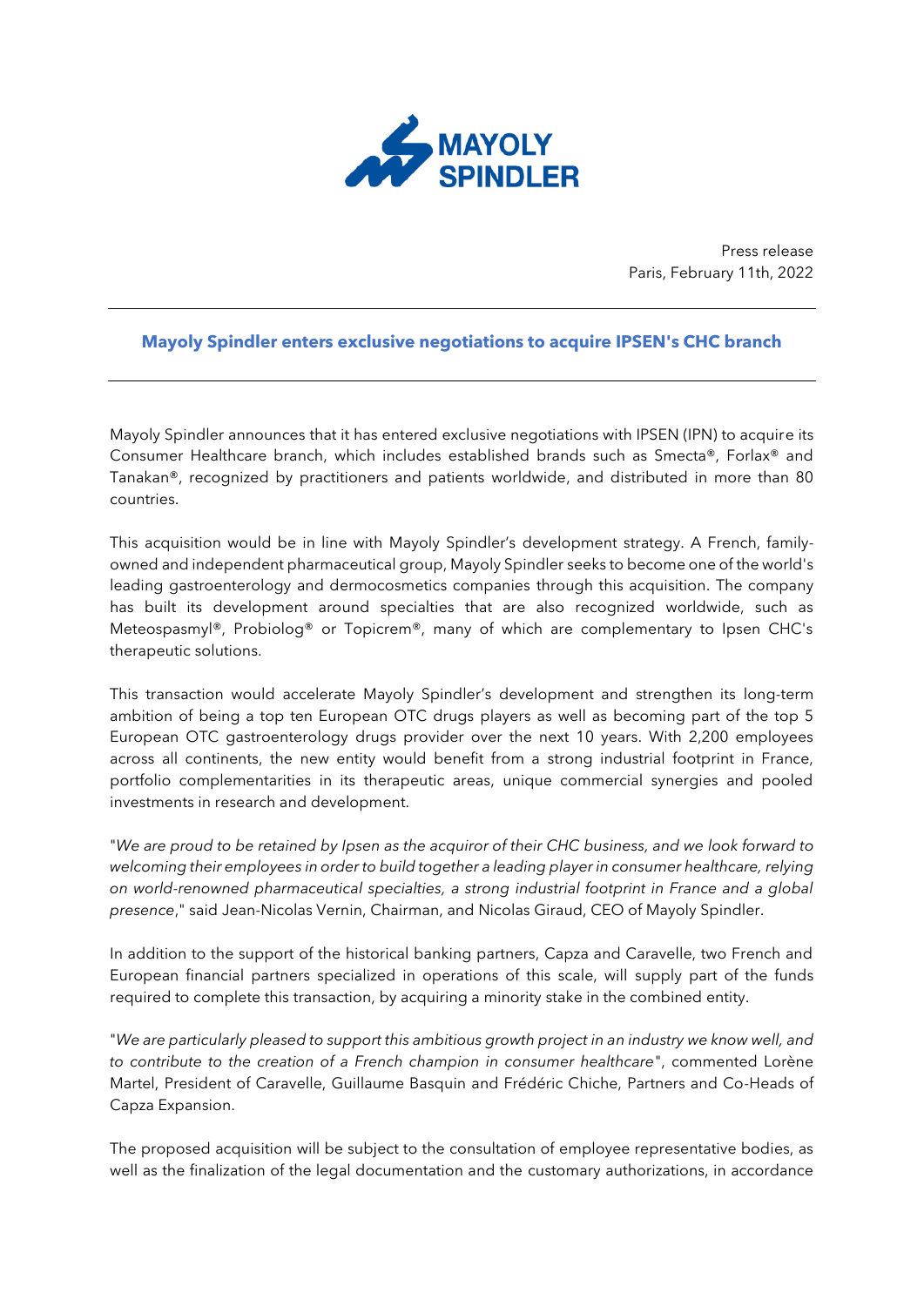Press release
Paris, February 11th, 2022

## Mayoly Spindler enters exclusive negotiations to acquire IPSEN's CHC branch

Mayoly Spindler announces that it has entered exclusive negotiations with IPSEN (IPN) to acquire its Consumer Healthcare branch, which includes established brands such as Smecta®, Forlax® and Tanakan®, recognized by practitioners and patients worldwide, and distributed in more than 80 countries.

This acquisition would be in line with Mayoly Spindler's development strategy. A French, family-owned and independent pharmaceutical group, Mayoly Spindler seeks to become one of the world's leading gastroenterology and dermocosmetics companies through this acquisition. The company has built its development around specialties that are also recognized worldwide, such as Meteospasmyl®, Probiolog® or Topicrem®, many of which are complementary to Ipsen CHC's therapeutic solutions.

This transaction would accelerate Mayoly Spindler's development and strengthen its long-term ambition of being a top ten European OTC drugs players as well as becoming part of the top 5 European OTC gastroenterology drugs provider over the next 10 years. With 2,200 employees across all continents, the new entity would benefit from a strong industrial footprint in France, portfolio complementarities in its therapeutic areas, unique commercial synergies and pooled investments in research and development.

"*We are proud to be retained by Ipsen as the acquiror of their CHC business, and we look forward to welcoming their employees in order to build together a leading player in consumer healthcare, relying on world-renowned pharmaceutical specialties, a strong industrial footprint in France and a global presence*," said Jean-Nicolas Vernin, Chairman, and Nicolas Giraud, CEO of Mayoly Spindler.

In addition to the support of the historical banking partners, Capza and Caravelle, two French and European financial partners specialized in operations of this scale, will supply part of the funds required to complete this transaction, by acquiring a minority stake in the combined entity.

"*We are particularly pleased to support this ambitious growth project in an industry we know well, and to contribute to the creation of a French champion in consumer healthcare*", commented Lorène Martel, President of Caravelle, Guillaume Basquin and Frédéric Chiche, Partners and Co-Heads of Capza Expansion.

The proposed acquisition will be subject to the consultation of employee representative bodies, as well as the finalization of the legal documentation and the customary authorizations, in accordance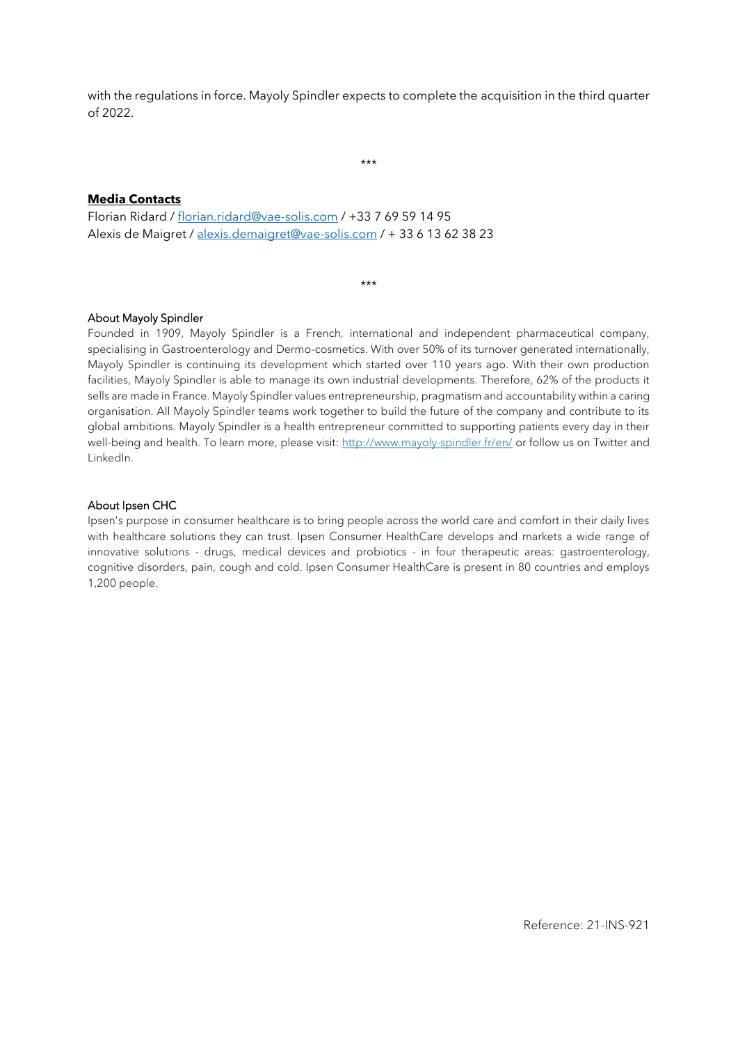with the regulations in force. Mayoly Spindler expects to complete the acquisition in the third quarter of 2022.

***

**Media Contacts**

Florian Ridard / florian.ridard@vae-solis.com / +33 7 69 59 14 95
Alexis de Maigret / alexis.demaigret@vae-solis.com / + 33 6 13 62 38 23

***

About Mayoly Spindler

Founded in 1909, Mayoly Spindler is a French, international and independent pharmaceutical company, specialising in Gastroenterology and Dermo-cosmetics. With over 50% of its turnover generated internationally, Mayoly Spindler is continuing its development which started over 110 years ago. With their own production facilities, Mayoly Spindler is able to manage its own industrial developments. Therefore, 62% of the products it sells are made in France. Mayoly Spindler values entrepreneurship, pragmatism and accountability within a caring organisation. All Mayoly Spindler teams work together to build the future of the company and contribute to its global ambitions. Mayoly Spindler is a health entrepreneur committed to supporting patients every day in their well-being and health. To learn more, please visit: http://www.mayoly-spindler.fr/en/ or follow us on Twitter and LinkedIn.

About Ipsen CHC

Ipsen's purpose in consumer healthcare is to bring people across the world care and comfort in their daily lives with healthcare solutions they can trust. Ipsen Consumer HealthCare develops and markets a wide range of innovative solutions - drugs, medical devices and probiotics - in four therapeutic areas: gastroenterology, cognitive disorders, pain, cough and cold. Ipsen Consumer HealthCare is present in 80 countries and employs 1,200 people.

Reference: 21-INS-921